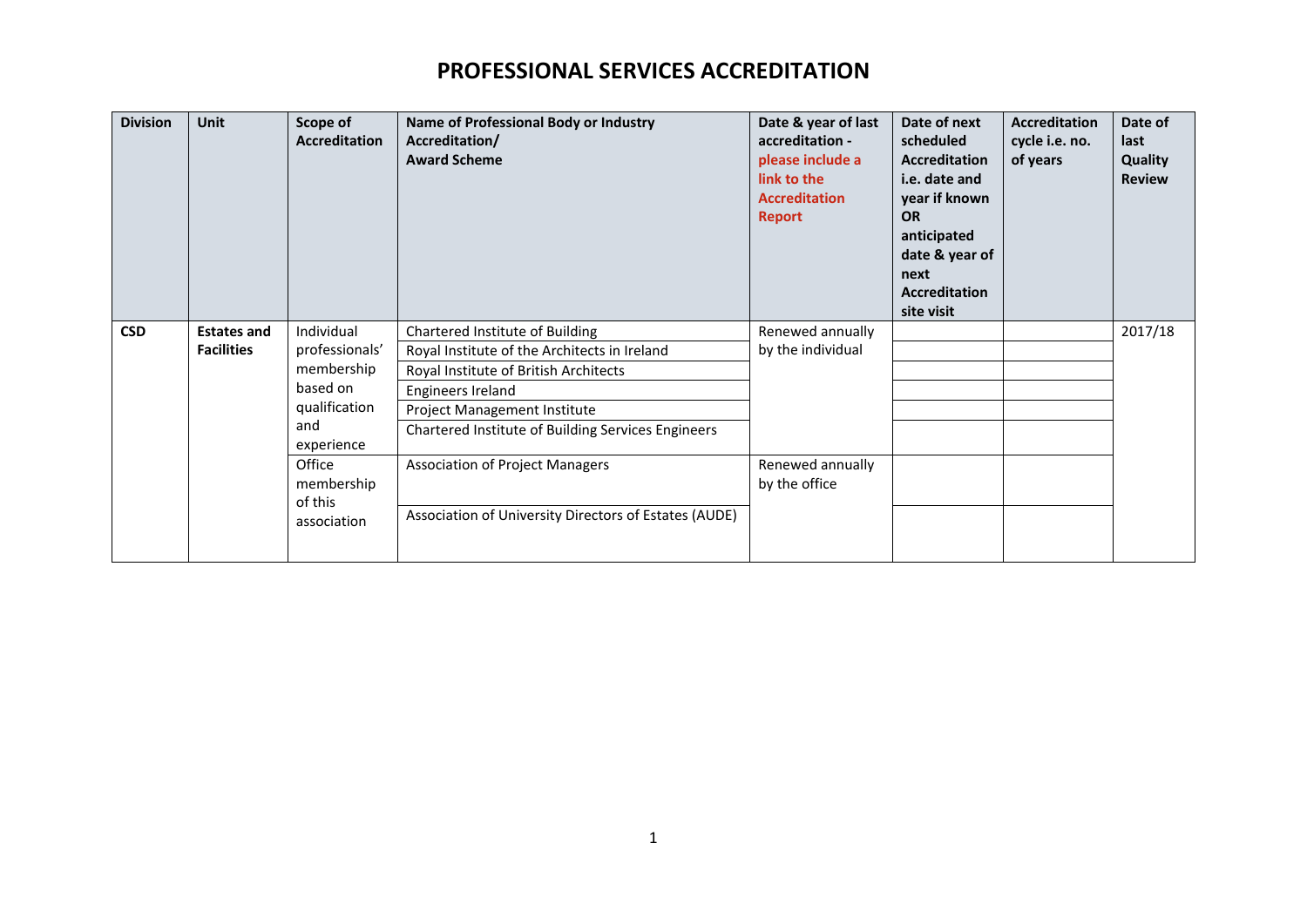# PROFESSIONAL SERVICES ACCREDITATION

| Division | Unit | Scope of Accreditation | Name of Professional Body or Industry Accreditation/ Award Scheme | Date & year of last accreditation - please include a link to the Accreditation Report | Date of next scheduled Accreditation i.e. date and year if known OR anticipated date & year of next Accreditation site visit | Accreditation cycle i.e. no. of years | Date of last Quality Review |
|---|---|---|---|---|---|---|---|
| **CSD** | **Estates and Facilities** | Individual professionals' membership based on qualification and experience | Chartered Institute of Building | Renewed annually by the individual | | | 2017/18 |
| | | | Royal Institute of the Architects in Ireland | | | | |
| | | | Royal Institute of British Architects | | | | |
| | | | Engineers Ireland | | | | |
| | | | Project Management Institute | | | | |
| | | | Chartered Institute of Building Services Engineers | | | | |
| | | Office membership of this association | Association of Project Managers | Renewed annually by the office | | | |
| | | | Association of University Directors of Estates (AUDE) | | | | |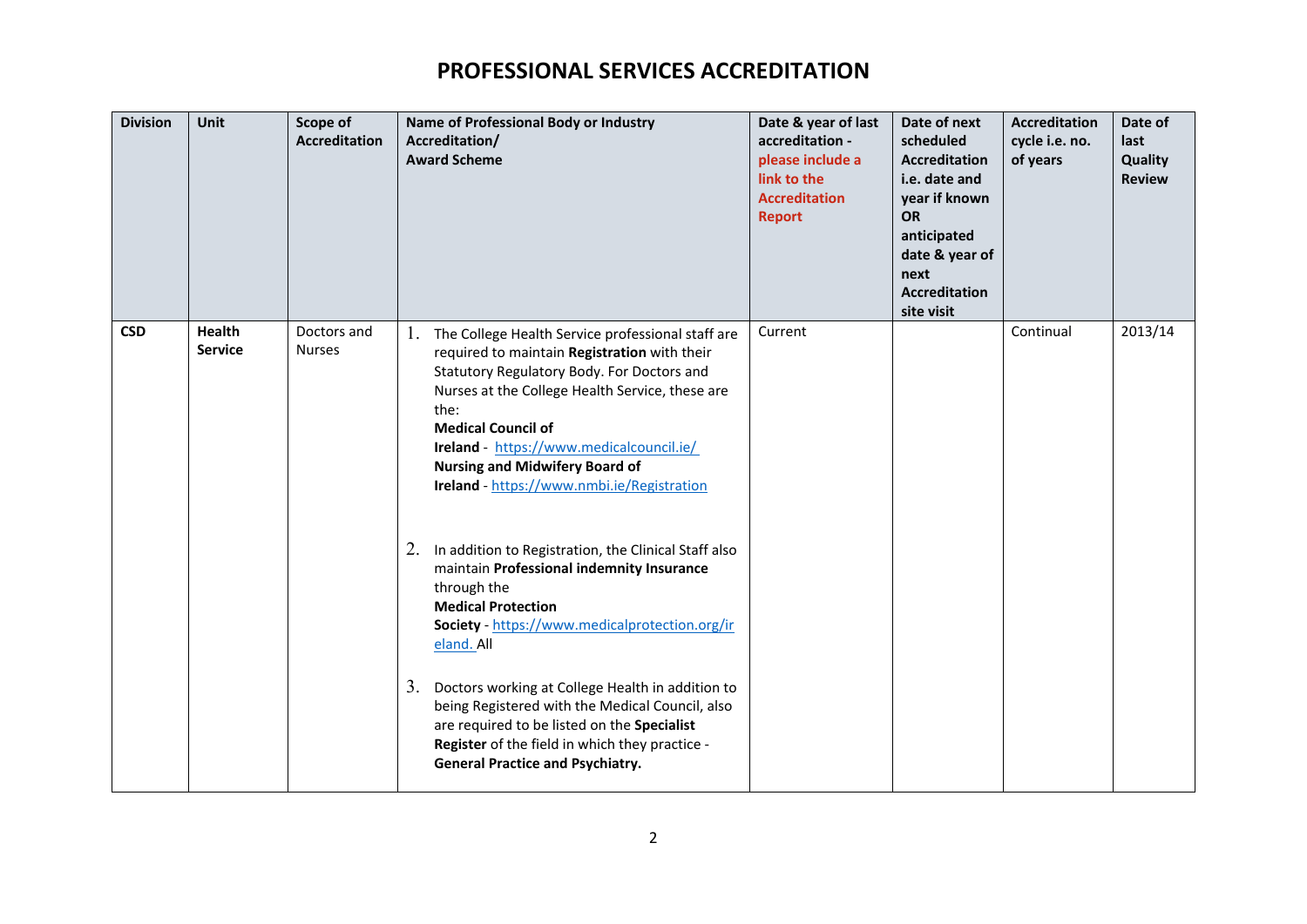# PROFESSIONAL SERVICES ACCREDITATION

| Division | Unit | Scope of Accreditation | Name of Professional Body or Industry Accreditation/ Award Scheme | Date & year of last accreditation - please include a link to the Accreditation Report | Date of next scheduled Accreditation i.e. date and year if known OR anticipated date & year of next Accreditation site visit | Accreditation cycle i.e. no. of years | Date of last Quality Review |
|---|---|---|---|---|---|---|---|
| **CSD** | **Health Service** | Doctors and Nurses | 1. The College Health Service professional staff are required to maintain **Registration** with their Statutory Regulatory Body. For Doctors and Nurses at the College Health Service, these are the: **Medical Council of Ireland** - https://www.medicalcouncil.ie/ **Nursing and Midwifery Board of Ireland** - https://www.nmbi.ie/Registration<br><br>2. In addition to Registration, the Clinical Staff also maintain **Professional indemnity Insurance** through the **Medical Protection Society** - https://www.medicalprotection.org/ireland. All<br><br>3. Doctors working at College Health in addition to being Registered with the Medical Council, also are required to be listed on the **Specialist Register** of the field in which they practice - **General Practice and Psychiatry.** | Current | | Continual | 2013/14 |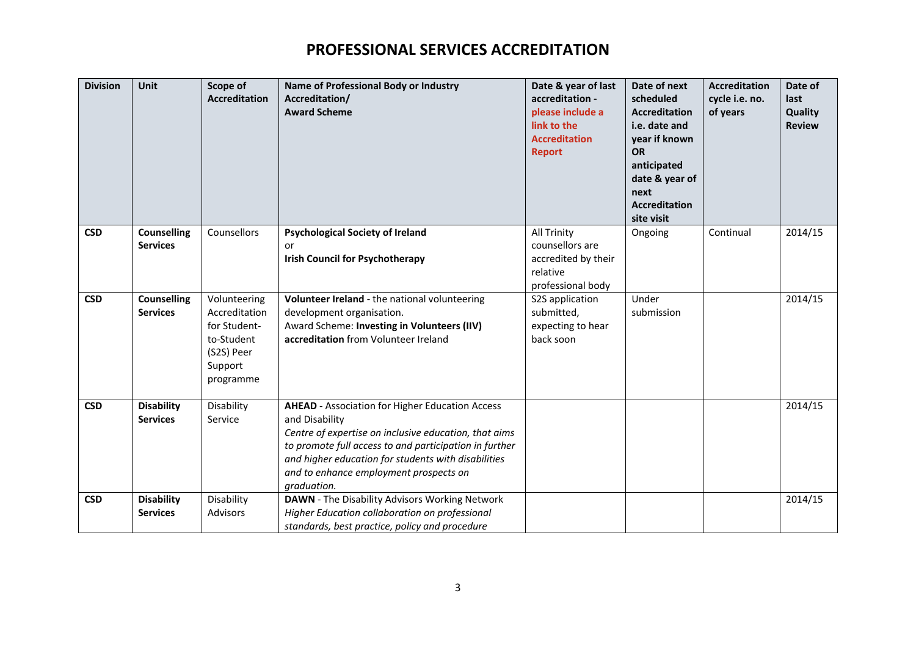# PROFESSIONAL SERVICES ACCREDITATION

| Division | Unit | Scope of Accreditation | Name of Professional Body or Industry Accreditation/ Award Scheme | Date & year of last accreditation - please include a link to the Accreditation Report | Date of next scheduled Accreditation i.e. date and year if known OR anticipated date & year of next Accreditation site visit | Accreditation cycle i.e. no. of years | Date of last Quality Review |
|---|---|---|---|---|---|---|---|
| **CSD** | **Counselling Services** | Counsellors | **Psychological Society of Ireland** or **Irish Council for Psychotherapy** | All Trinity counsellors are accredited by their relative professional body | Ongoing | Continual | 2014/15 |
| **CSD** | **Counselling Services** | Volunteering Accreditation for Student-to-Student (S2S) Peer Support programme | **Volunteer Ireland** - the national volunteering development organisation. Award Scheme: **Investing in Volunteers (IIV) accreditation** from Volunteer Ireland | S2S application submitted, expecting to hear back soon | Under submission | | 2014/15 |
| **CSD** | **Disability Services** | Disability Service | **AHEAD** - Association for Higher Education Access and Disability *Centre of expertise on inclusive education, that aims to promote full access to and participation in further and higher education for students with disabilities and to enhance employment prospects on graduation.* | | | | 2014/15 |
| **CSD** | **Disability Services** | Disability Advisors | **DAWN** - The Disability Advisors Working Network *Higher Education collaboration on professional standards, best practice, policy and procedure* | | | | 2014/15 |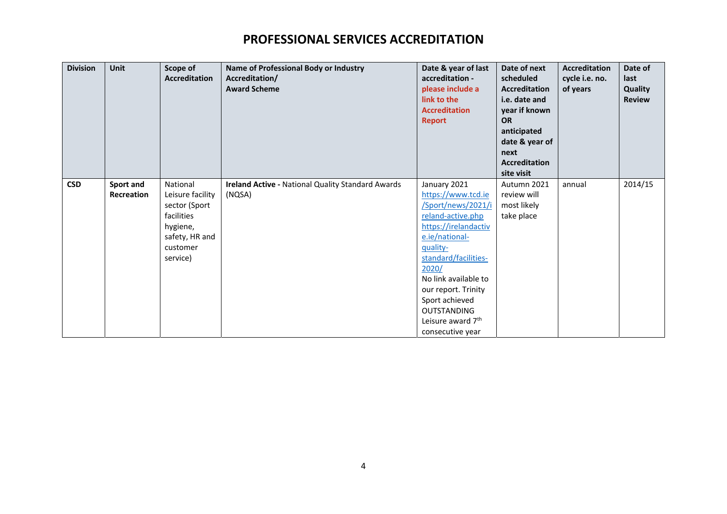# PROFESSIONAL SERVICES ACCREDITATION

| Division | Unit | Scope of Accreditation | Name of Professional Body or Industry Accreditation/ Award Scheme | Date & year of last accreditation - please include a link to the Accreditation Report | Date of next scheduled Accreditation i.e. date and year if known OR anticipated date & year of next Accreditation site visit | Accreditation cycle i.e. no. of years | Date of last Quality Review |
|---|---|---|---|---|---|---|---|
| **CSD** | **Sport and Recreation** | National Leisure facility sector (Sport facilities hygiene, safety, HR and customer service) | **Ireland Active -** National Quality Standard Awards (NQSA) | January 2021 https://www.tcd.ie/Sport/news/2021/ireland-active.php https://irelandactive.ie/national-quality-standard/facilities-2020/ No link available to our report. Trinity Sport achieved OUTSTANDING Leisure award 7th consecutive year | Autumn 2021 review will most likely take place | annual | 2014/15 |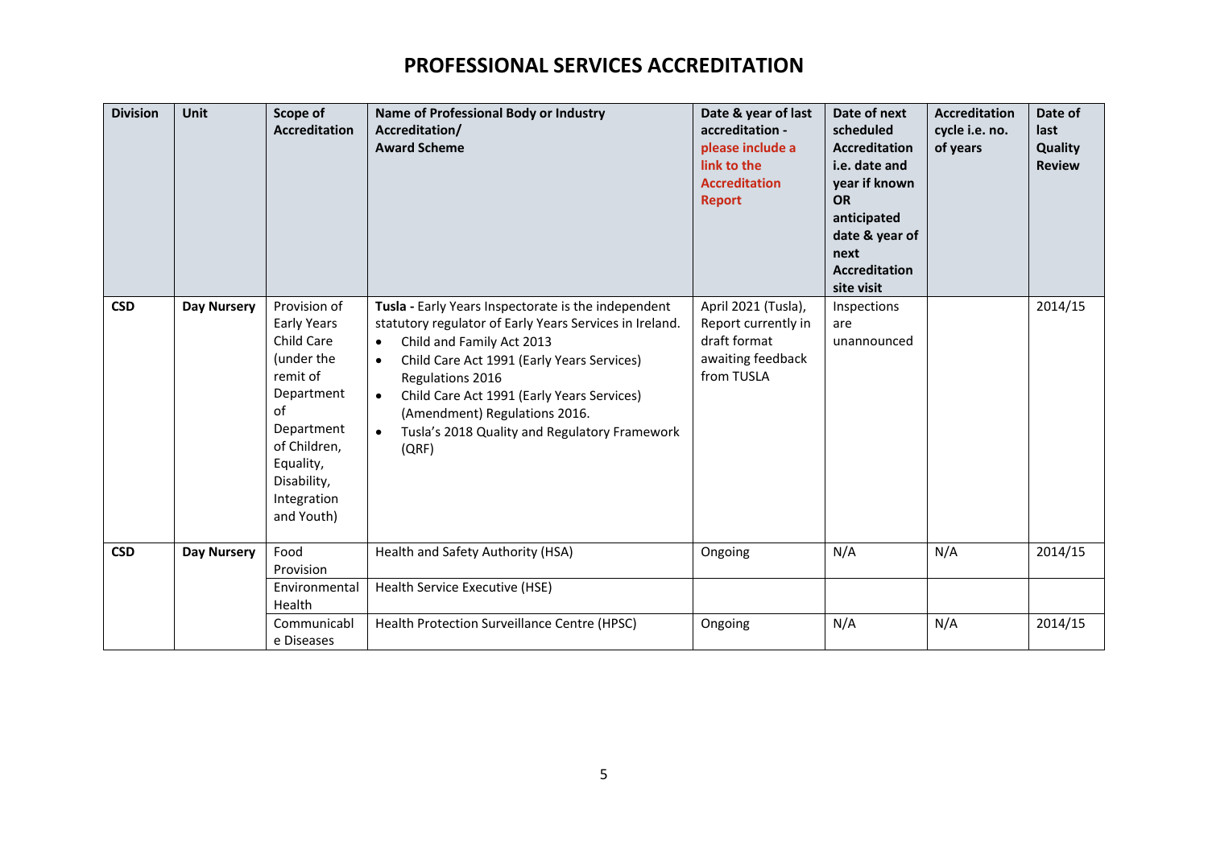# PROFESSIONAL SERVICES ACCREDITATION

| Division | Unit | Scope of Accreditation | Name of Professional Body or Industry Accreditation/ Award Scheme | Date & year of last accreditation - please include a link to the Accreditation Report | Date of next scheduled Accreditation i.e. date and year if known OR anticipated date & year of next Accreditation site visit | Accreditation cycle i.e. no. of years | Date of last Quality Review |
|---|---|---|---|---|---|---|---|
| **CSD** | **Day Nursery** | Provision of Early Years Child Care (under the remit of Department of Department of Children, Equality, Disability, Integration and Youth) | **Tusla -** Early Years Inspectorate is the independent statutory regulator of Early Years Services in Ireland.<br>• Child and Family Act 2013<br>• Child Care Act 1991 (Early Years Services) Regulations 2016<br>• Child Care Act 1991 (Early Years Services) (Amendment) Regulations 2016.<br>• Tusla's 2018 Quality and Regulatory Framework (QRF) | April 2021 (Tusla), Report currently in draft format awaiting feedback from TUSLA | Inspections are unannounced | | 2014/15 |
| **CSD** | **Day Nursery** | Food Provision | Health and Safety Authority (HSA) | Ongoing | N/A | N/A | 2014/15 |
| | | Environmental Health | Health Service Executive (HSE) | | | | |
| | | Communicable Diseases | Health Protection Surveillance Centre (HPSC) | Ongoing | N/A | N/A | 2014/15 |